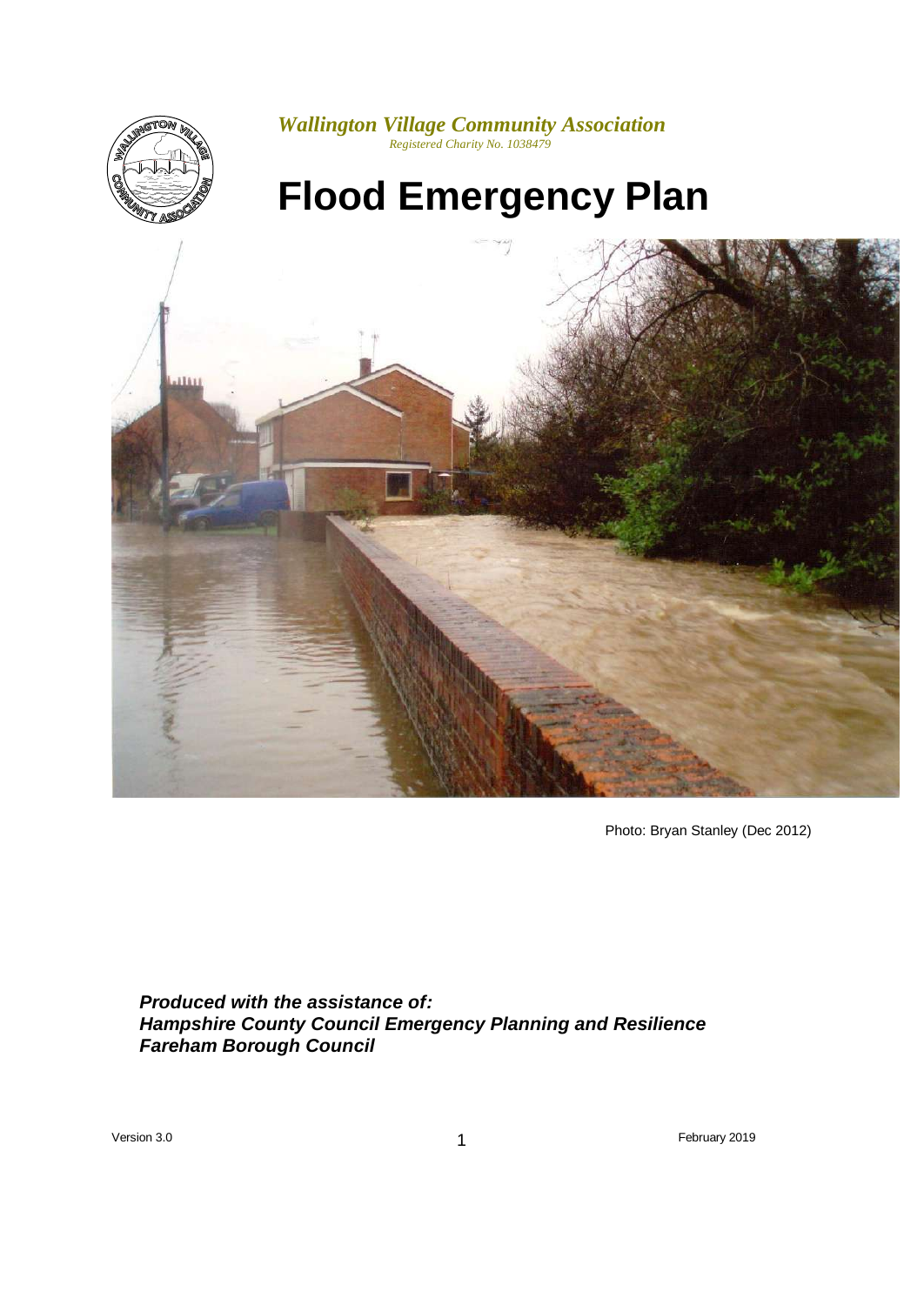*Wallington Village Community Association*

*Registered Charity No. 1038479*

# Flood Emergency Plan

Photo: Bryan Stanley (Dec 2012)

***Produced with the assistance of:***
***Hampshire County Council Emergency Planning and Resilience***
***Fareham Borough Council***

Version 3.0

February 2019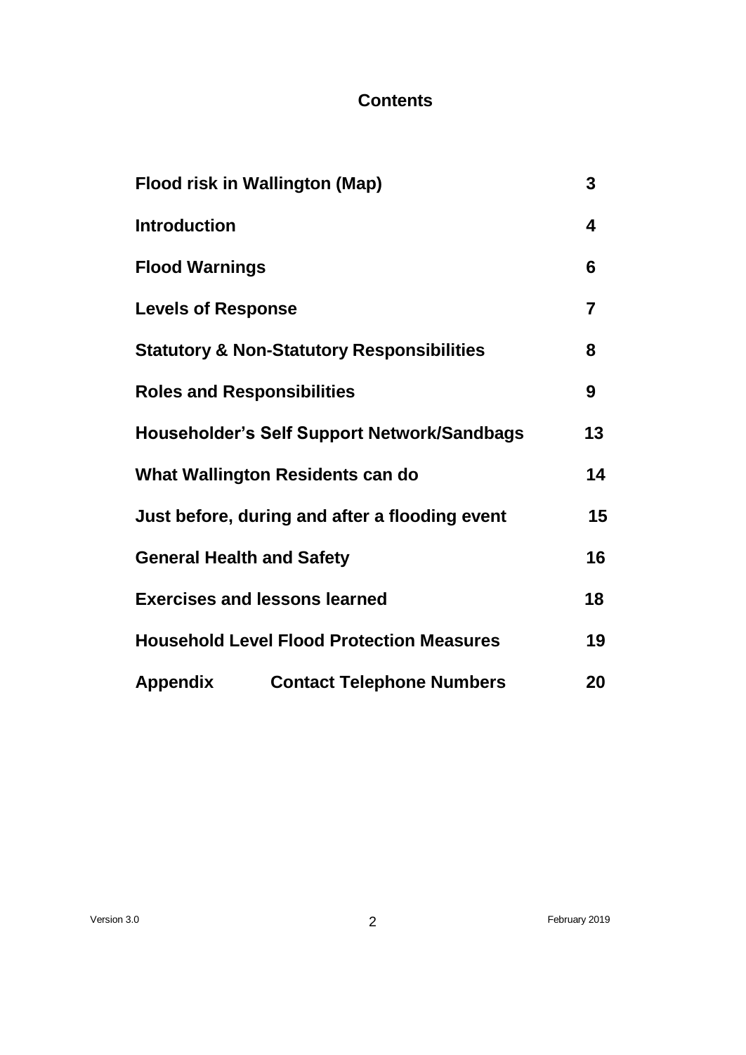# Contents

| | |
|---|---|
| **Flood risk in Wallington (Map)** | **3** |
| **Introduction** | **4** |
| **Flood Warnings** | **6** |
| **Levels of Response** | **7** |
| **Statutory & Non-Statutory Responsibilities** | **8** |
| **Roles and Responsibilities** | **9** |
| **Householder's Self Support Network/Sandbags** | **13** |
| **What Wallington Residents can do** | **14** |
| **Just before, during and after a flooding event** | **15** |
| **General Health and Safety** | **16** |
| **Exercises and lessons learned** | **18** |
| **Household Level Flood Protection Measures** | **19** |
| **Appendix Contact Telephone Numbers** | **20** |

Version 3.0 February 2019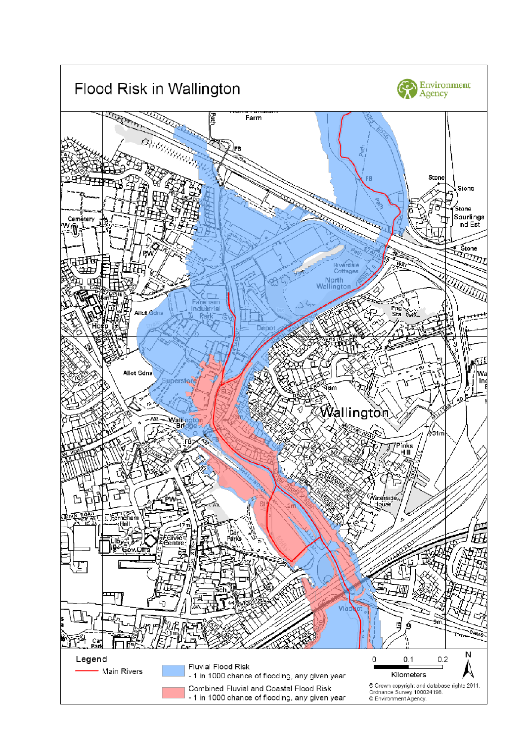# Flood Risk in Wallington

Environment Agency

**Legend**

- Main Rivers
- Fluvial Flood Risk - 1 in 1000 chance of flooding, any given year
- Combined Fluvial and Coastal Flood Risk - 1 in 1000 chance of flooding, any given year

0 0.1 0.2 Kilometers

© Crown copyright and database rights 2011. Ordnance Survey 100024198.
© Environment Agency.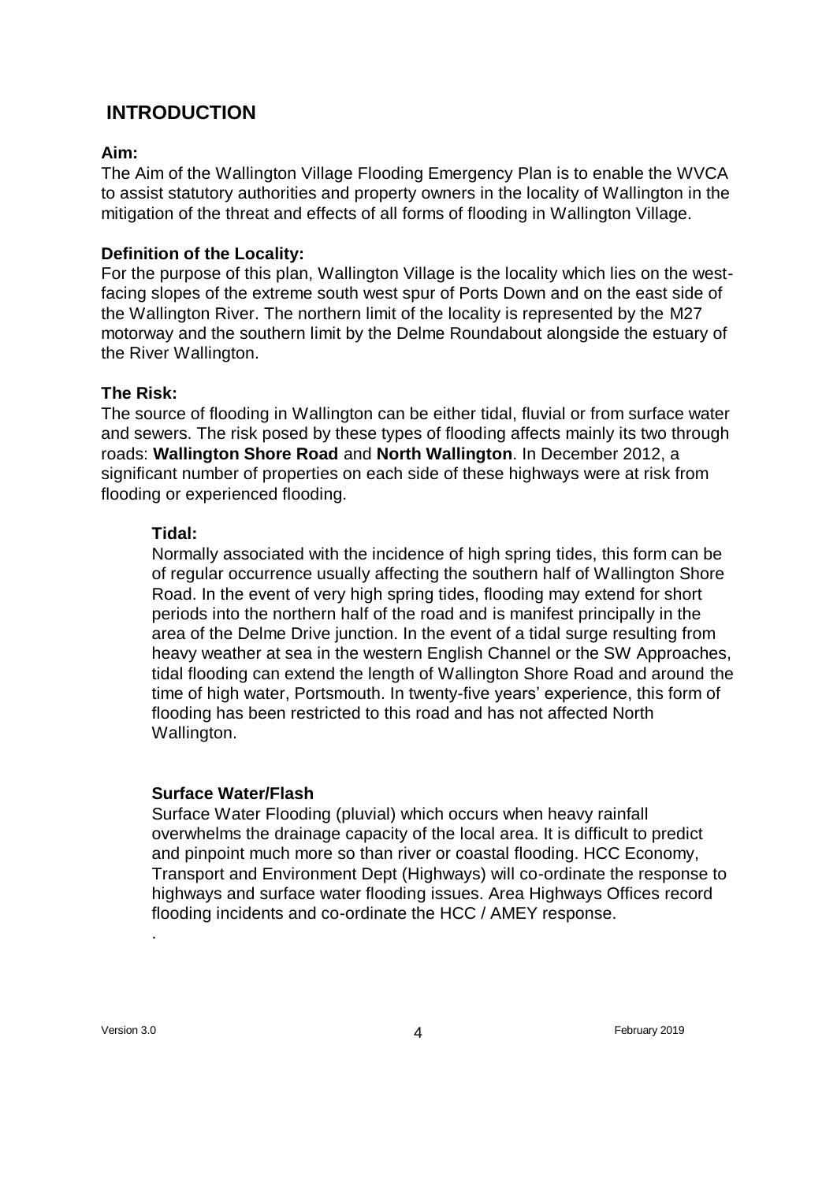# INTRODUCTION

**Aim:**

The Aim of the Wallington Village Flooding Emergency Plan is to enable the WVCA to assist statutory authorities and property owners in the locality of Wallington in the mitigation of the threat and effects of all forms of flooding in Wallington Village.

**Definition of the Locality:**

For the purpose of this plan, Wallington Village is the locality which lies on the west-facing slopes of the extreme south west spur of Ports Down and on the east side of the Wallington River. The northern limit of the locality is represented by the M27 motorway and the southern limit by the Delme Roundabout alongside the estuary of the River Wallington.

**The Risk:**

The source of flooding in Wallington can be either tidal, fluvial or from surface water and sewers. The risk posed by these types of flooding affects mainly its two through roads: **Wallington Shore Road** and **North Wallington**. In December 2012, a significant number of properties on each side of these highways were at risk from flooding or experienced flooding.

**Tidal:**

Normally associated with the incidence of high spring tides, this form can be of regular occurrence usually affecting the southern half of Wallington Shore Road. In the event of very high spring tides, flooding may extend for short periods into the northern half of the road and is manifest principally in the area of the Delme Drive junction. In the event of a tidal surge resulting from heavy weather at sea in the western English Channel or the SW Approaches, tidal flooding can extend the length of Wallington Shore Road and around the time of high water, Portsmouth. In twenty-five years' experience, this form of flooding has been restricted to this road and has not affected North Wallington.

**Surface Water/Flash**

Surface Water Flooding (pluvial) which occurs when heavy rainfall overwhelms the drainage capacity of the local area. It is difficult to predict and pinpoint much more so than river or coastal flooding. HCC Economy, Transport and Environment Dept (Highways) will co-ordinate the response to highways and surface water flooding issues. Area Highways Offices record flooding incidents and co-ordinate the HCC / AMEY response.

.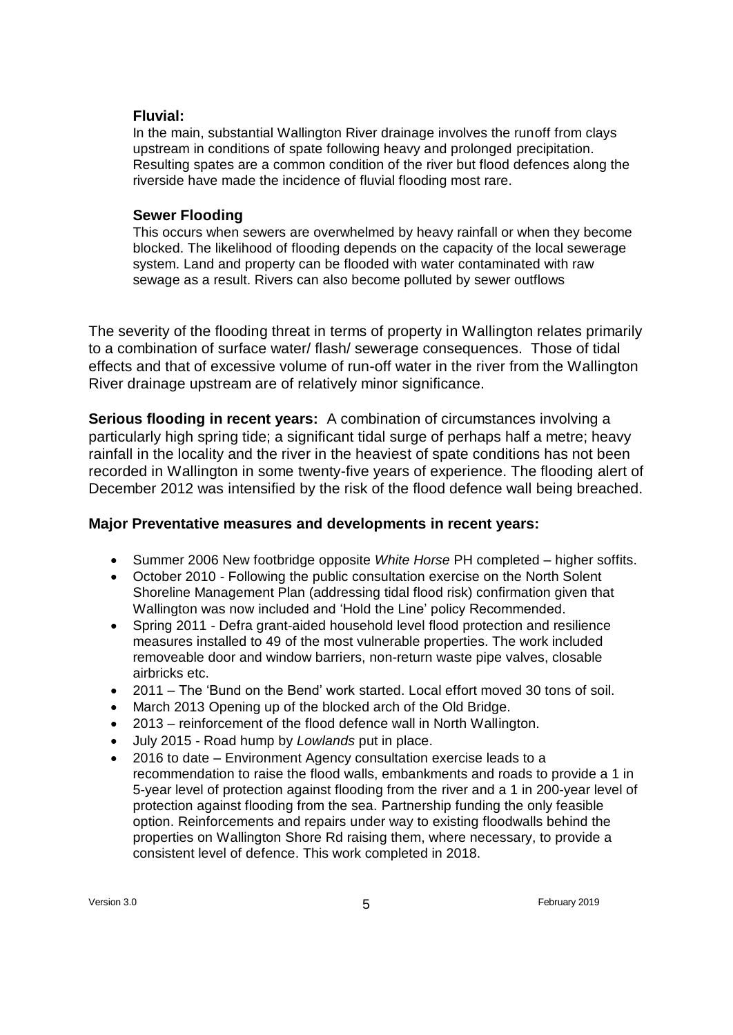**Fluvial:**

In the main, substantial Wallington River drainage involves the runoff from clays upstream in conditions of spate following heavy and prolonged precipitation. Resulting spates are a common condition of the river but flood defences along the riverside have made the incidence of fluvial flooding most rare.

**Sewer Flooding**

This occurs when sewers are overwhelmed by heavy rainfall or when they become blocked. The likelihood of flooding depends on the capacity of the local sewerage system. Land and property can be flooded with water contaminated with raw sewage as a result. Rivers can also become polluted by sewer outflows

The severity of the flooding threat in terms of property in Wallington relates primarily to a combination of surface water/ flash/ sewerage consequences. Those of tidal effects and that of excessive volume of run-off water in the river from the Wallington River drainage upstream are of relatively minor significance.

**Serious flooding in recent years:** A combination of circumstances involving a particularly high spring tide; a significant tidal surge of perhaps half a metre; heavy rainfall in the locality and the river in the heaviest of spate conditions has not been recorded in Wallington in some twenty-five years of experience. The flooding alert of December 2012 was intensified by the risk of the flood defence wall being breached.

**Major Preventative measures and developments in recent years:**

- Summer 2006 New footbridge opposite *White Horse* PH completed – higher soffits.
- October 2010 - Following the public consultation exercise on the North Solent Shoreline Management Plan (addressing tidal flood risk) confirmation given that Wallington was now included and 'Hold the Line' policy Recommended.
- Spring 2011 - Defra grant-aided household level flood protection and resilience measures installed to 49 of the most vulnerable properties. The work included removeable door and window barriers, non-return waste pipe valves, closable airbricks etc.
- 2011 – The 'Bund on the Bend' work started. Local effort moved 30 tons of soil.
- March 2013 Opening up of the blocked arch of the Old Bridge.
- 2013 – reinforcement of the flood defence wall in North Wallington.
- July 2015 - Road hump by *Lowlands* put in place.
- 2016 to date – Environment Agency consultation exercise leads to a recommendation to raise the flood walls, embankments and roads to provide a 1 in 5-year level of protection against flooding from the river and a 1 in 200-year level of protection against flooding from the sea. Partnership funding the only feasible option. Reinforcements and repairs under way to existing floodwalls behind the properties on Wallington Shore Rd raising them, where necessary, to provide a consistent level of defence. This work completed in 2018.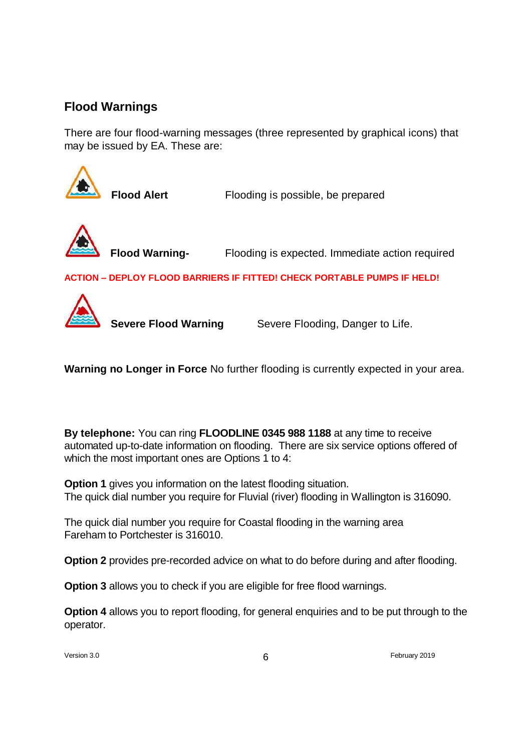## Flood Warnings

There are four flood-warning messages (three represented by graphical icons) that may be issued by EA. These are:

**Flood Alert** Flooding is possible, be prepared

**Flood Warning-** Flooding is expected. Immediate action required

**ACTION – DEPLOY FLOOD BARRIERS IF FITTED! CHECK PORTABLE PUMPS IF HELD!**

**Severe Flood Warning** Severe Flooding, Danger to Life.

**Warning no Longer in Force** No further flooding is currently expected in your area.

**By telephone:** You can ring **FLOODLINE 0345 988 1188** at any time to receive automated up-to-date information on flooding. There are six service options offered of which the most important ones are Options 1 to 4:

**Option 1** gives you information on the latest flooding situation.
The quick dial number you require for Fluvial (river) flooding in Wallington is 316090.

The quick dial number you require for Coastal flooding in the warning area Fareham to Portchester is 316010.

**Option 2** provides pre-recorded advice on what to do before during and after flooding.

**Option 3** allows you to check if you are eligible for free flood warnings.

**Option 4** allows you to report flooding, for general enquiries and to be put through to the operator.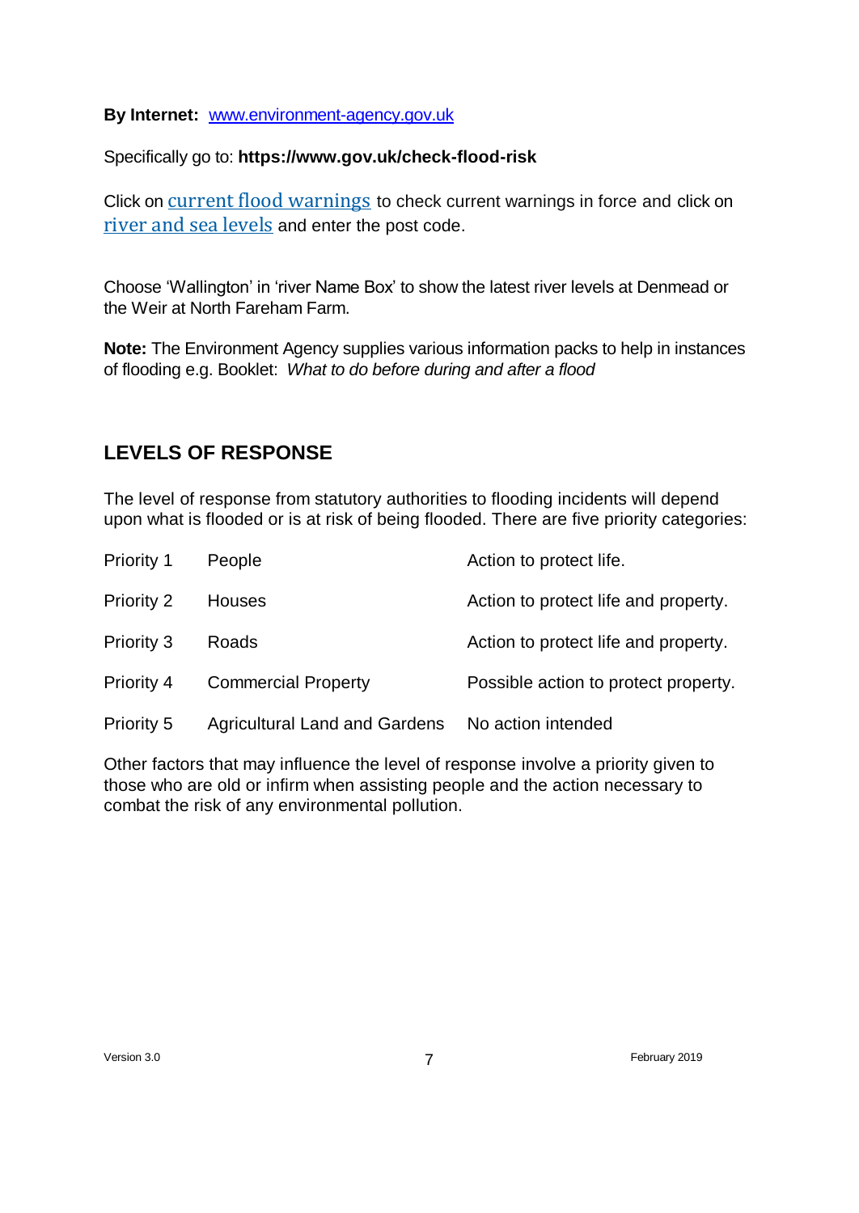**By Internet:** www.environment-agency.gov.uk

Specifically go to: **https://www.gov.uk/check-flood-risk**

Click on current flood warnings to check current warnings in force and click on river and sea levels and enter the post code.

Choose 'Wallington' in 'river Name Box' to show the latest river levels at Denmead or the Weir at North Fareham Farm.

**Note:** The Environment Agency supplies various information packs to help in instances of flooding e.g. Booklet: *What to do before during and after a flood*

## LEVELS OF RESPONSE

The level of response from statutory authorities to flooding incidents will depend upon what is flooded or is at risk of being flooded. There are five priority categories:

| | | |
|---|---|---|
| Priority 1 | People | Action to protect life. |
| Priority 2 | Houses | Action to protect life and property. |
| Priority 3 | Roads | Action to protect life and property. |
| Priority 4 | Commercial Property | Possible action to protect property. |
| Priority 5 | Agricultural Land and Gardens | No action intended |

Other factors that may influence the level of response involve a priority given to those who are old or infirm when assisting people and the action necessary to combat the risk of any environmental pollution.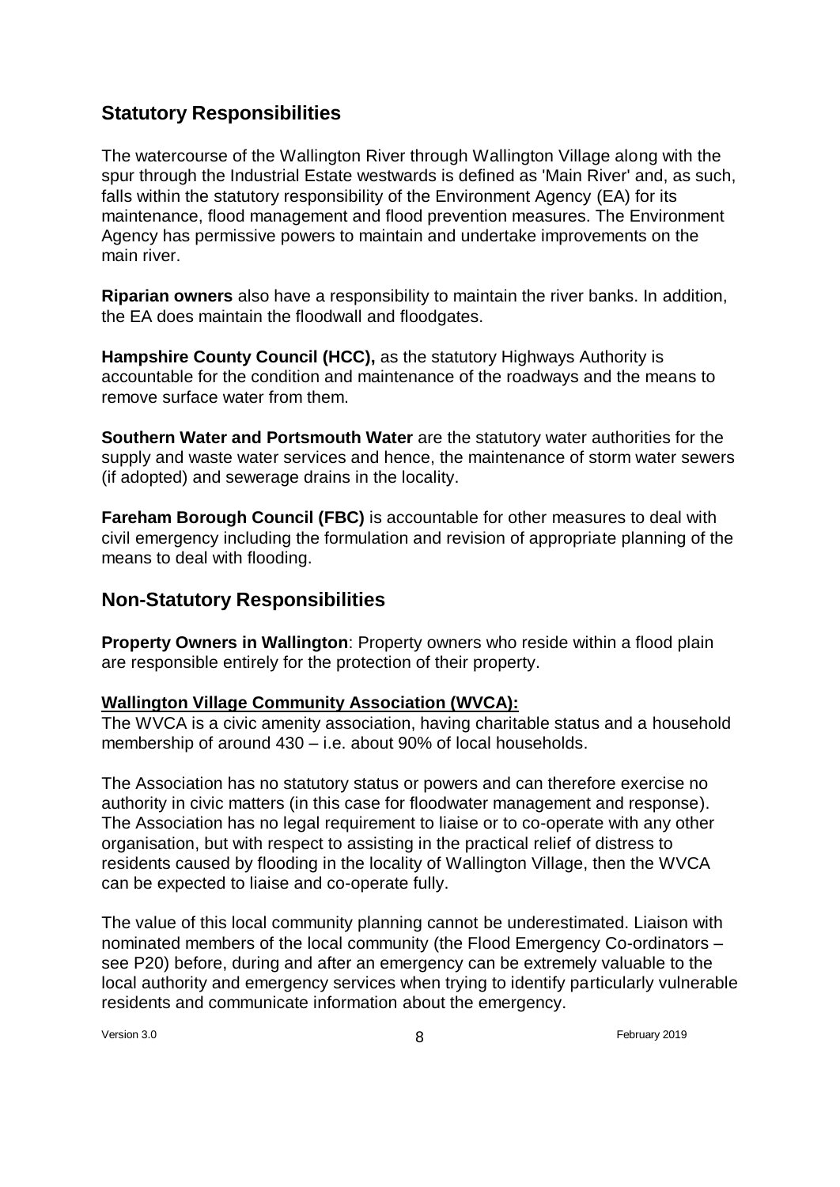## Statutory Responsibilities

The watercourse of the Wallington River through Wallington Village along with the spur through the Industrial Estate westwards is defined as 'Main River' and, as such, falls within the statutory responsibility of the Environment Agency (EA) for its maintenance, flood management and flood prevention measures. The Environment Agency has permissive powers to maintain and undertake improvements on the main river.

**Riparian owners** also have a responsibility to maintain the river banks. In addition, the EA does maintain the floodwall and floodgates.

**Hampshire County Council (HCC),** as the statutory Highways Authority is accountable for the condition and maintenance of the roadways and the means to remove surface water from them.

**Southern Water and Portsmouth Water** are the statutory water authorities for the supply and waste water services and hence, the maintenance of storm water sewers (if adopted) and sewerage drains in the locality.

**Fareham Borough Council (FBC)** is accountable for other measures to deal with civil emergency including the formulation and revision of appropriate planning of the means to deal with flooding.

## Non-Statutory Responsibilities

**Property Owners in Wallington**: Property owners who reside within a flood plain are responsible entirely for the protection of their property.

**Wallington Village Community Association (WVCA):**

The WVCA is a civic amenity association, having charitable status and a household membership of around 430 – i.e. about 90% of local households.

The Association has no statutory status or powers and can therefore exercise no authority in civic matters (in this case for floodwater management and response). The Association has no legal requirement to liaise or to co-operate with any other organisation, but with respect to assisting in the practical relief of distress to residents caused by flooding in the locality of Wallington Village, then the WVCA can be expected to liaise and co-operate fully.

The value of this local community planning cannot be underestimated. Liaison with nominated members of the local community (the Flood Emergency Co-ordinators – see P20) before, during and after an emergency can be extremely valuable to the local authority and emergency services when trying to identify particularly vulnerable residents and communicate information about the emergency.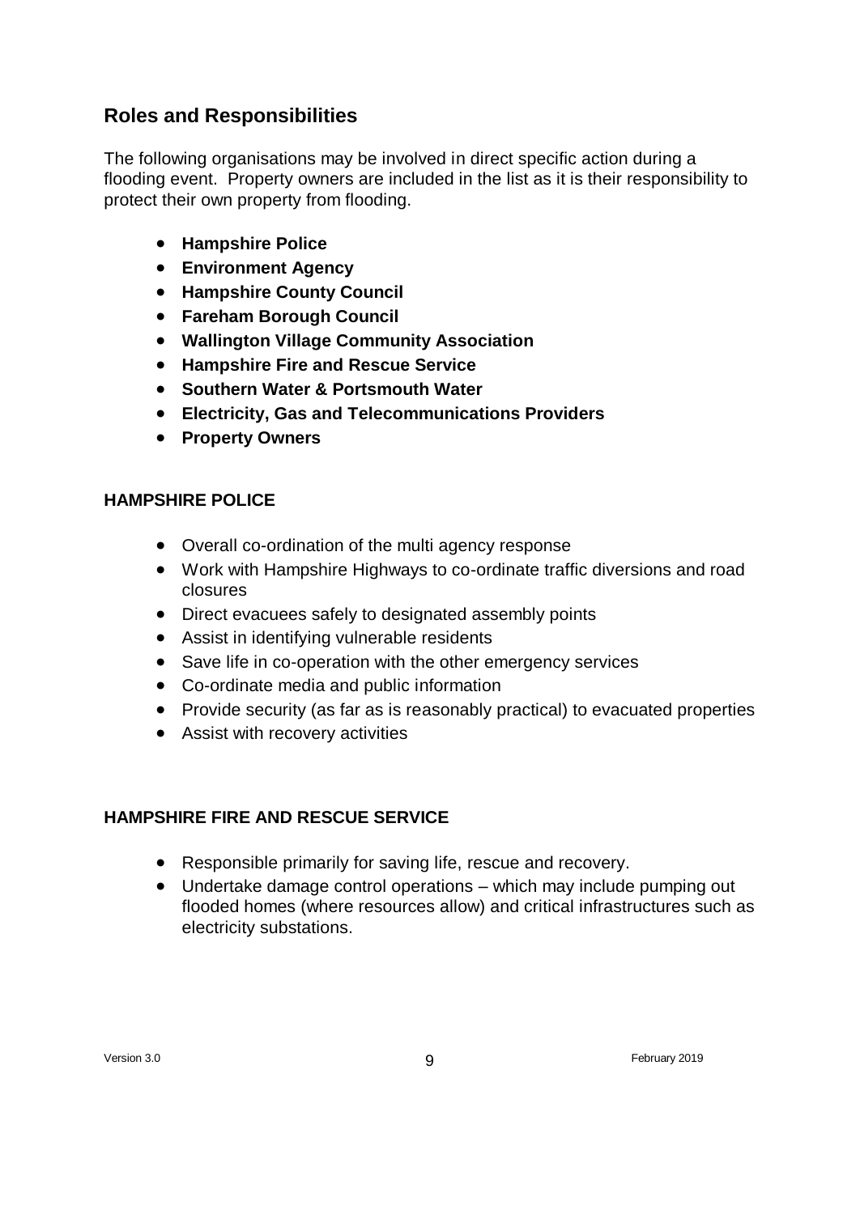## Roles and Responsibilities

The following organisations may be involved in direct specific action during a flooding event. Property owners are included in the list as it is their responsibility to protect their own property from flooding.

- **Hampshire Police**
- **Environment Agency**
- **Hampshire County Council**
- **Fareham Borough Council**
- **Wallington Village Community Association**
- **Hampshire Fire and Rescue Service**
- **Southern Water & Portsmouth Water**
- **Electricity, Gas and Telecommunications Providers**
- **Property Owners**

### HAMPSHIRE POLICE

- Overall co-ordination of the multi agency response
- Work with Hampshire Highways to co-ordinate traffic diversions and road closures
- Direct evacuees safely to designated assembly points
- Assist in identifying vulnerable residents
- Save life in co-operation with the other emergency services
- Co-ordinate media and public information
- Provide security (as far as is reasonably practical) to evacuated properties
- Assist with recovery activities

### HAMPSHIRE FIRE AND RESCUE SERVICE

- Responsible primarily for saving life, rescue and recovery.
- Undertake damage control operations – which may include pumping out flooded homes (where resources allow) and critical infrastructures such as electricity substations.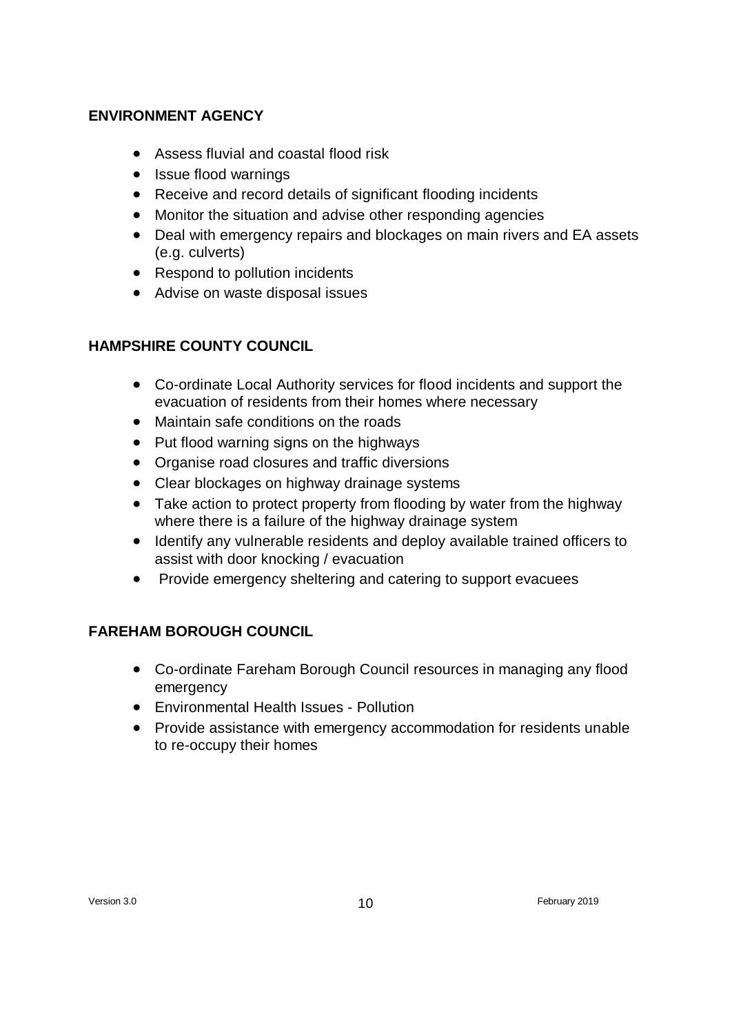### ENVIRONMENT AGENCY

- Assess fluvial and coastal flood risk
- Issue flood warnings
- Receive and record details of significant flooding incidents
- Monitor the situation and advise other responding agencies
- Deal with emergency repairs and blockages on main rivers and EA assets (e.g. culverts)
- Respond to pollution incidents
- Advise on waste disposal issues

### HAMPSHIRE COUNTY COUNCIL

- Co-ordinate Local Authority services for flood incidents and support the evacuation of residents from their homes where necessary
- Maintain safe conditions on the roads
- Put flood warning signs on the highways
- Organise road closures and traffic diversions
- Clear blockages on highway drainage systems
- Take action to protect property from flooding by water from the highway where there is a failure of the highway drainage system
- Identify any vulnerable residents and deploy available trained officers to assist with door knocking / evacuation
- Provide emergency sheltering and catering to support evacuees

### FAREHAM BOROUGH COUNCIL

- Co-ordinate Fareham Borough Council resources in managing any flood emergency
- Environmental Health Issues - Pollution
- Provide assistance with emergency accommodation for residents unable to re-occupy their homes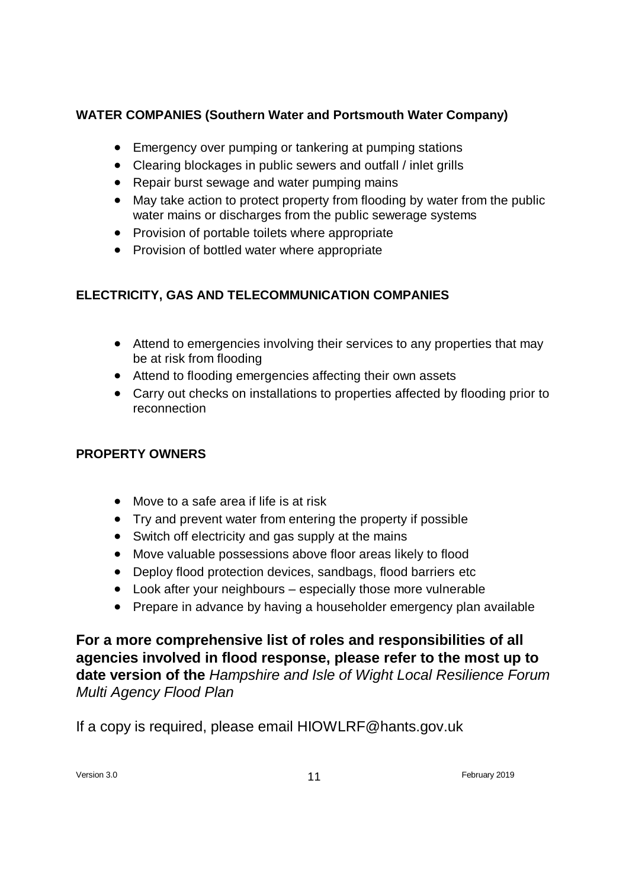**WATER COMPANIES (Southern Water and Portsmouth Water Company)**

- Emergency over pumping or tankering at pumping stations
- Clearing blockages in public sewers and outfall / inlet grills
- Repair burst sewage and water pumping mains
- May take action to protect property from flooding by water from the public water mains or discharges from the public sewerage systems
- Provision of portable toilets where appropriate
- Provision of bottled water where appropriate

**ELECTRICITY, GAS AND TELECOMMUNICATION COMPANIES**

- Attend to emergencies involving their services to any properties that may be at risk from flooding
- Attend to flooding emergencies affecting their own assets
- Carry out checks on installations to properties affected by flooding prior to reconnection

**PROPERTY OWNERS**

- Move to a safe area if life is at risk
- Try and prevent water from entering the property if possible
- Switch off electricity and gas supply at the mains
- Move valuable possessions above floor areas likely to flood
- Deploy flood protection devices, sandbags, flood barriers etc
- Look after your neighbours – especially those more vulnerable
- Prepare in advance by having a householder emergency plan available

**For a more comprehensive list of roles and responsibilities of all agencies involved in flood response, please refer to the most up to date version of the** *Hampshire and Isle of Wight Local Resilience Forum Multi Agency Flood Plan*

If a copy is required, please email HIOWLRF@hants.gov.uk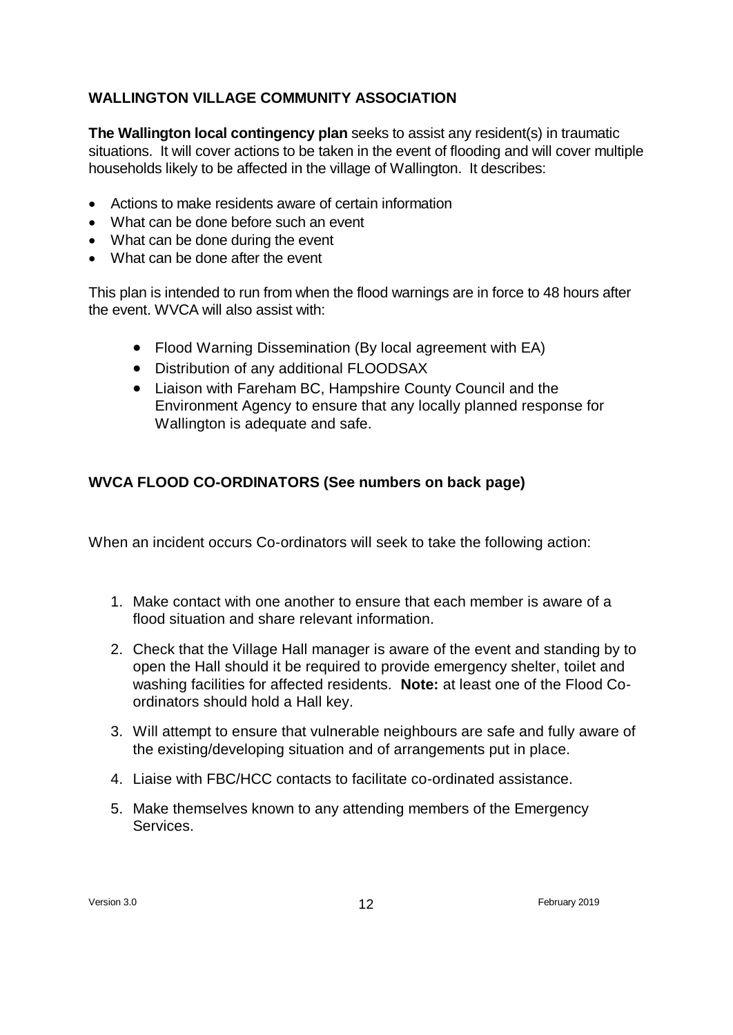## WALLINGTON VILLAGE COMMUNITY ASSOCIATION

**The Wallington local contingency plan** seeks to assist any resident(s) in traumatic situations. It will cover actions to be taken in the event of flooding and will cover multiple households likely to be affected in the village of Wallington. It describes:

- Actions to make residents aware of certain information
- What can be done before such an event
- What can be done during the event
- What can be done after the event

This plan is intended to run from when the flood warnings are in force to 48 hours after the event. WVCA will also assist with:

- Flood Warning Dissemination (By local agreement with EA)
- Distribution of any additional FLOODSAX
- Liaison with Fareham BC, Hampshire County Council and the Environment Agency to ensure that any locally planned response for Wallington is adequate and safe.

## WVCA FLOOD CO-ORDINATORS (See numbers on back page)

When an incident occurs Co-ordinators will seek to take the following action:

1. Make contact with one another to ensure that each member is aware of a flood situation and share relevant information.
2. Check that the Village Hall manager is aware of the event and standing by to open the Hall should it be required to provide emergency shelter, toilet and washing facilities for affected residents. **Note:** at least one of the Flood Co-ordinators should hold a Hall key.
3. Will attempt to ensure that vulnerable neighbours are safe and fully aware of the existing/developing situation and of arrangements put in place.
4. Liaise with FBC/HCC contacts to facilitate co-ordinated assistance.
5. Make themselves known to any attending members of the Emergency Services.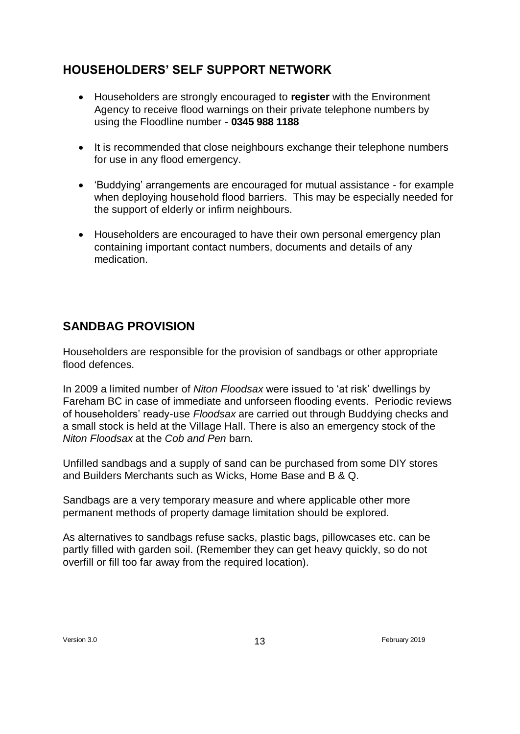## HOUSEHOLDERS' SELF SUPPORT NETWORK

- Householders are strongly encouraged to **register** with the Environment Agency to receive flood warnings on their private telephone numbers by using the Floodline number - **0345 988 1188**

- It is recommended that close neighbours exchange their telephone numbers for use in any flood emergency.

- 'Buddying' arrangements are encouraged for mutual assistance - for example when deploying household flood barriers. This may be especially needed for the support of elderly or infirm neighbours.

- Householders are encouraged to have their own personal emergency plan containing important contact numbers, documents and details of any medication.

## SANDBAG PROVISION

Householders are responsible for the provision of sandbags or other appropriate flood defences.

In 2009 a limited number of *Niton Floodsax* were issued to 'at risk' dwellings by Fareham BC in case of immediate and unforseen flooding events. Periodic reviews of householders' ready-use *Floodsax* are carried out through Buddying checks and a small stock is held at the Village Hall. There is also an emergency stock of the *Niton Floodsax* at the *Cob and Pen* barn.

Unfilled sandbags and a supply of sand can be purchased from some DIY stores and Builders Merchants such as Wicks, Home Base and B & Q.

Sandbags are a very temporary measure and where applicable other more permanent methods of property damage limitation should be explored.

As alternatives to sandbags refuse sacks, plastic bags, pillowcases etc. can be partly filled with garden soil. (Remember they can get heavy quickly, so do not overfill or fill too far away from the required location).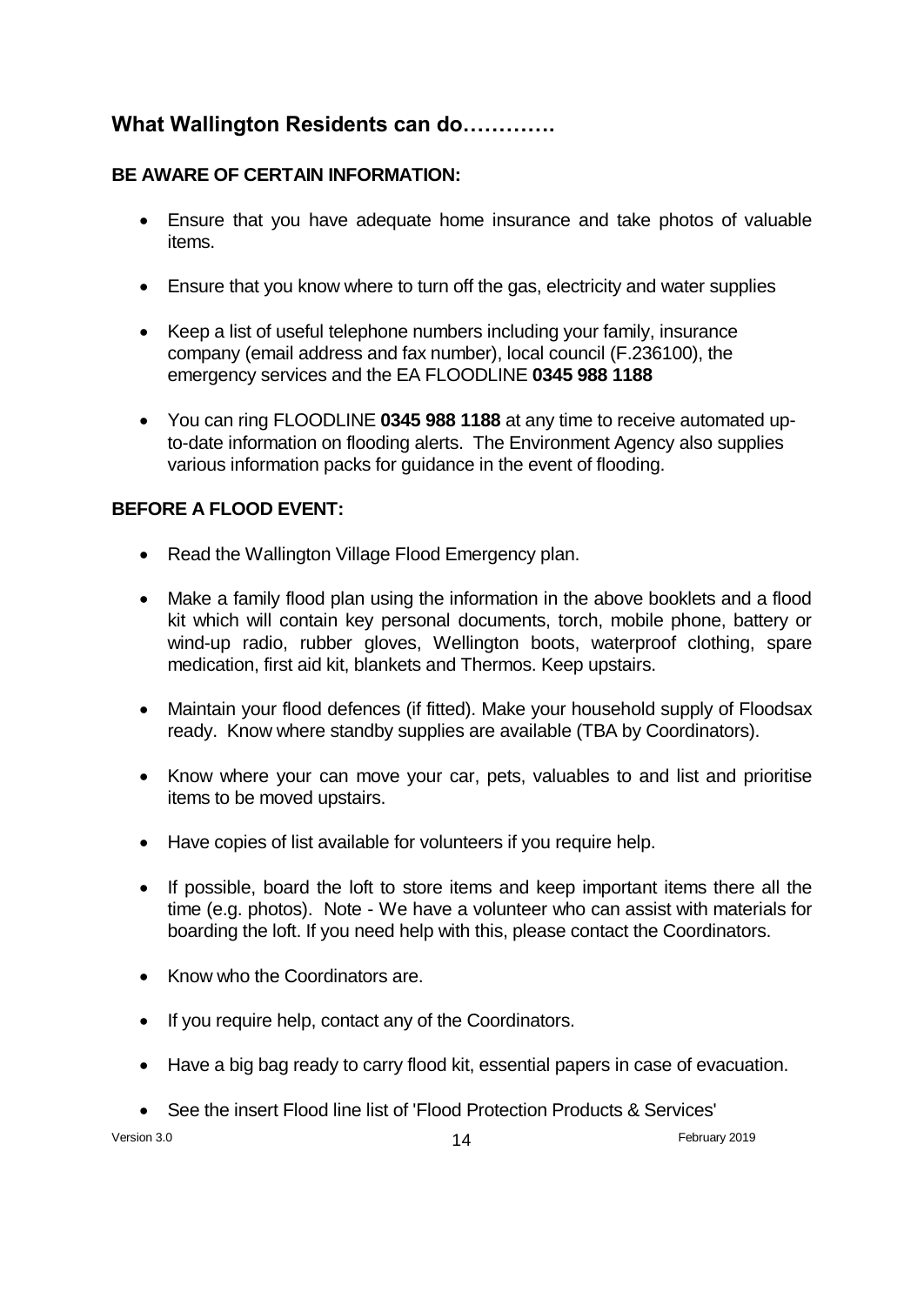## What Wallington Residents can do………….

**BE AWARE OF CERTAIN INFORMATION:**

- Ensure that you have adequate home insurance and take photos of valuable items.
- Ensure that you know where to turn off the gas, electricity and water supplies
- Keep a list of useful telephone numbers including your family, insurance company (email address and fax number), local council (F.236100), the emergency services and the EA FLOODLINE **0345 988 1188**
- You can ring FLOODLINE **0345 988 1188** at any time to receive automated up-to-date information on flooding alerts. The Environment Agency also supplies various information packs for guidance in the event of flooding.

**BEFORE A FLOOD EVENT:**

- Read the Wallington Village Flood Emergency plan.
- Make a family flood plan using the information in the above booklets and a flood kit which will contain key personal documents, torch, mobile phone, battery or wind-up radio, rubber gloves, Wellington boots, waterproof clothing, spare medication, first aid kit, blankets and Thermos. Keep upstairs.
- Maintain your flood defences (if fitted). Make your household supply of Floodsax ready. Know where standby supplies are available (TBA by Coordinators).
- Know where your can move your car, pets, valuables to and list and prioritise items to be moved upstairs.
- Have copies of list available for volunteers if you require help.
- If possible, board the loft to store items and keep important items there all the time (e.g. photos). Note - We have a volunteer who can assist with materials for boarding the loft. If you need help with this, please contact the Coordinators.
- Know who the Coordinators are.
- If you require help, contact any of the Coordinators.
- Have a big bag ready to carry flood kit, essential papers in case of evacuation.
- See the insert Flood line list of 'Flood Protection Products & Services'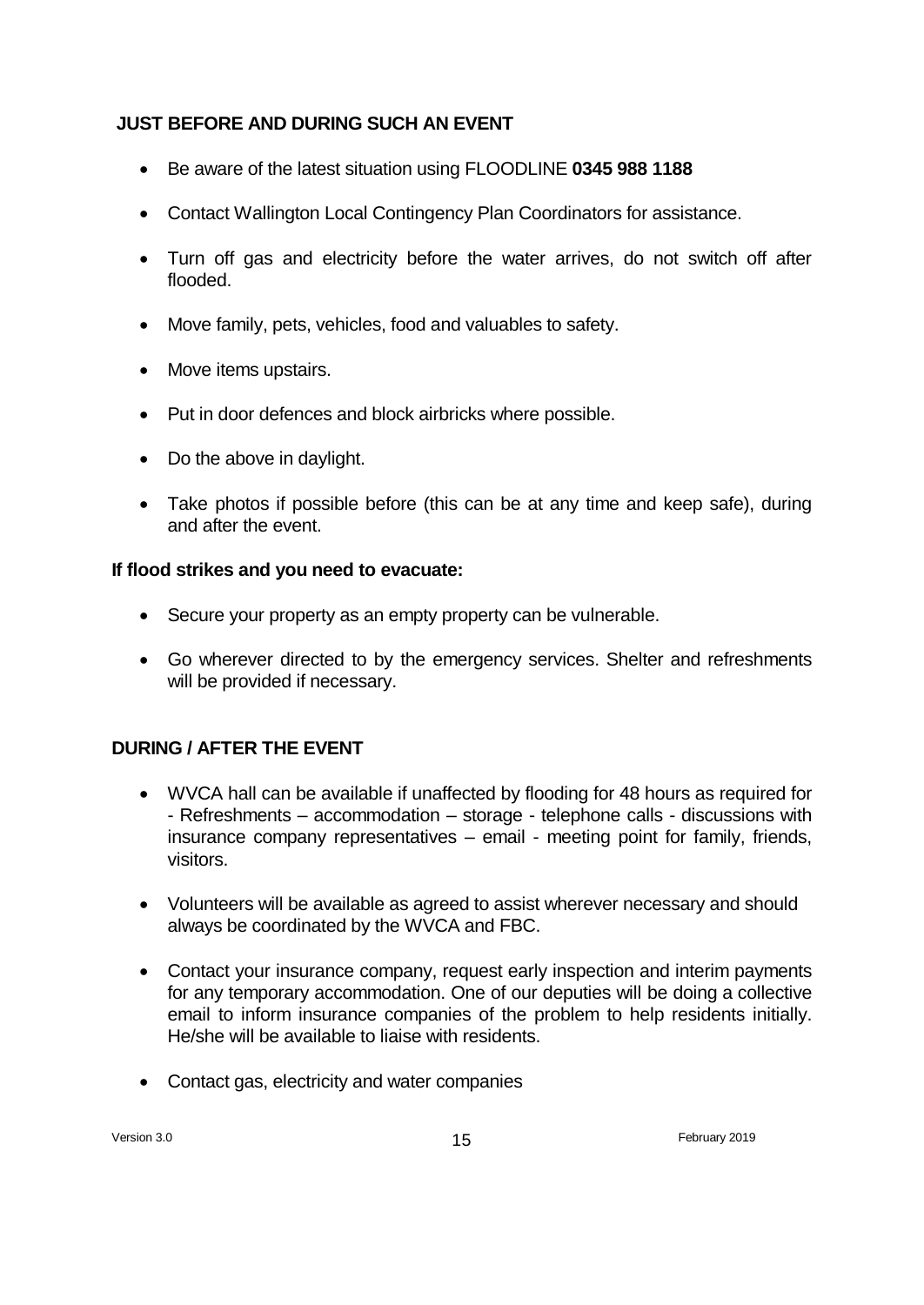## JUST BEFORE AND DURING SUCH AN EVENT

- Be aware of the latest situation using FLOODLINE **0345 988 1188**
- Contact Wallington Local Contingency Plan Coordinators for assistance.
- Turn off gas and electricity before the water arrives, do not switch off after flooded.
- Move family, pets, vehicles, food and valuables to safety.
- Move items upstairs.
- Put in door defences and block airbricks where possible.
- Do the above in daylight.
- Take photos if possible before (this can be at any time and keep safe), during and after the event.

**If flood strikes and you need to evacuate:**

- Secure your property as an empty property can be vulnerable.
- Go wherever directed to by the emergency services. Shelter and refreshments will be provided if necessary.

## DURING / AFTER THE EVENT

- WVCA hall can be available if unaffected by flooding for 48 hours as required for - Refreshments – accommodation – storage - telephone calls - discussions with insurance company representatives – email - meeting point for family, friends, visitors.
- Volunteers will be available as agreed to assist wherever necessary and should always be coordinated by the WVCA and FBC.
- Contact your insurance company, request early inspection and interim payments for any temporary accommodation. One of our deputies will be doing a collective email to inform insurance companies of the problem to help residents initially. He/she will be available to liaise with residents.
- Contact gas, electricity and water companies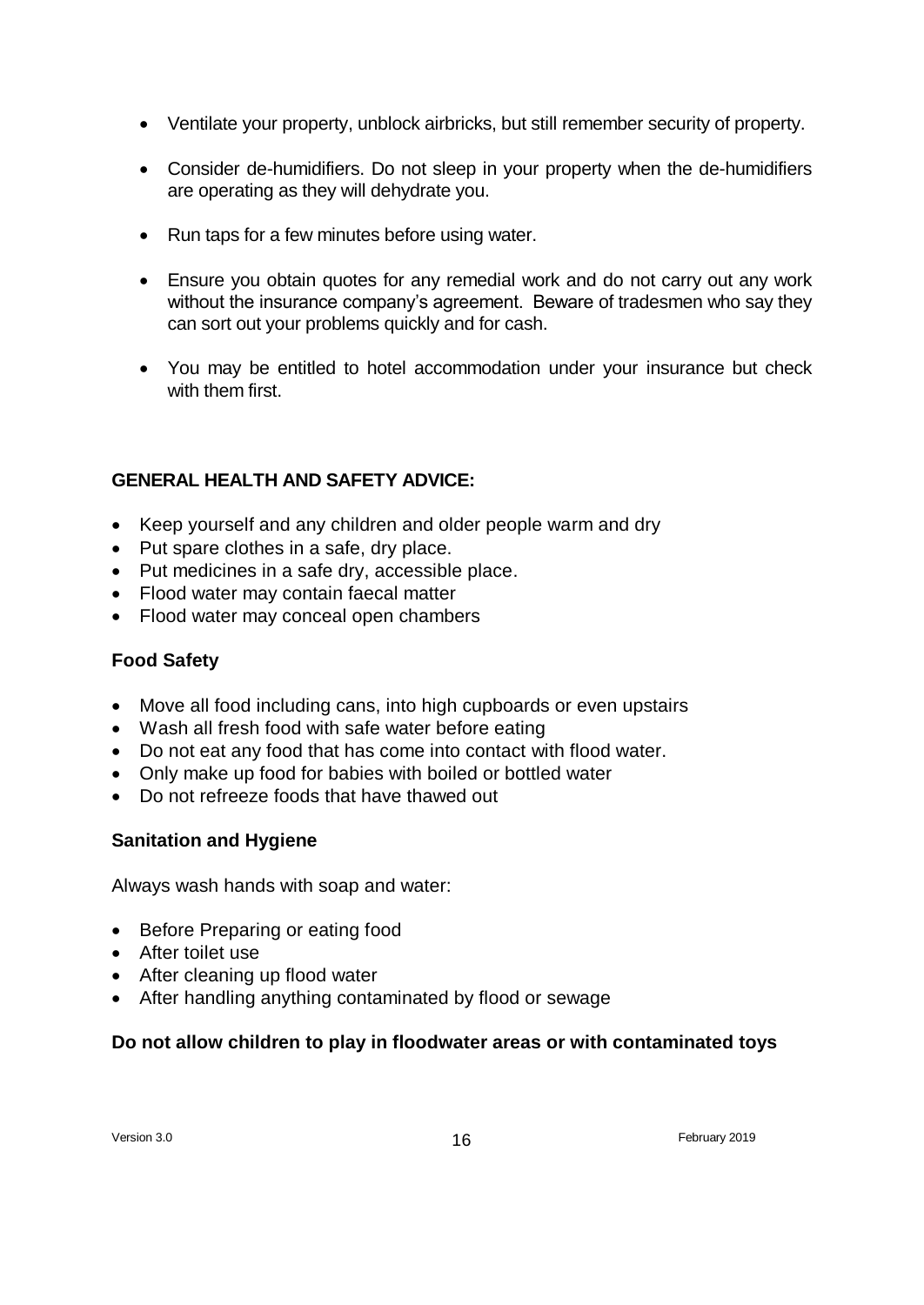- Ventilate your property, unblock airbricks, but still remember security of property.
- Consider de-humidifiers. Do not sleep in your property when the de-humidifiers are operating as they will dehydrate you.
- Run taps for a few minutes before using water.
- Ensure you obtain quotes for any remedial work and do not carry out any work without the insurance company's agreement. Beware of tradesmen who say they can sort out your problems quickly and for cash.
- You may be entitled to hotel accommodation under your insurance but check with them first.

**GENERAL HEALTH AND SAFETY ADVICE:**

- Keep yourself and any children and older people warm and dry
- Put spare clothes in a safe, dry place.
- Put medicines in a safe dry, accessible place.
- Flood water may contain faecal matter
- Flood water may conceal open chambers

**Food Safety**

- Move all food including cans, into high cupboards or even upstairs
- Wash all fresh food with safe water before eating
- Do not eat any food that has come into contact with flood water.
- Only make up food for babies with boiled or bottled water
- Do not refreeze foods that have thawed out

**Sanitation and Hygiene**

Always wash hands with soap and water:

- Before Preparing or eating food
- After toilet use
- After cleaning up flood water
- After handling anything contaminated by flood or sewage

**Do not allow children to play in floodwater areas or with contaminated toys**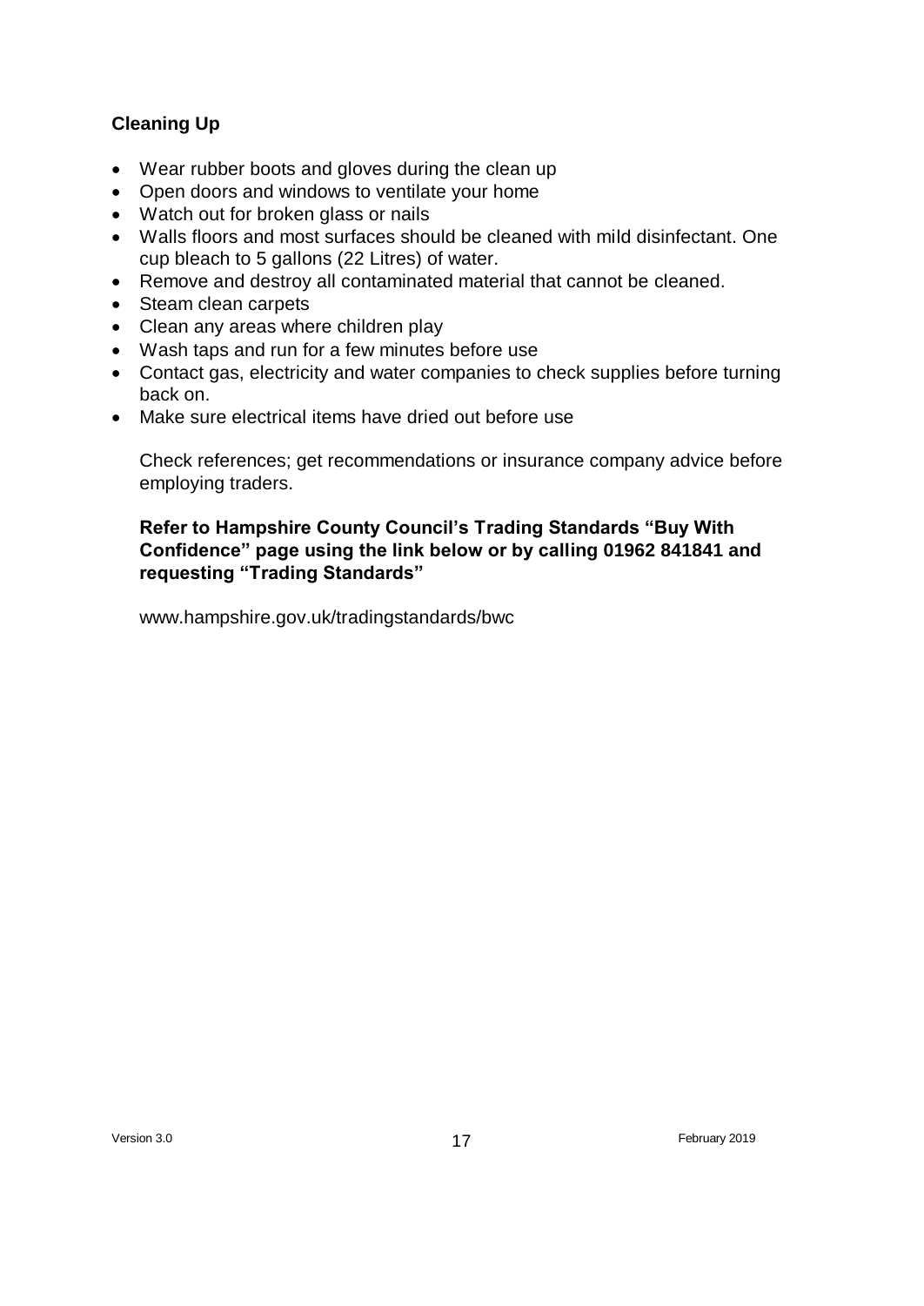### Cleaning Up

- Wear rubber boots and gloves during the clean up
- Open doors and windows to ventilate your home
- Watch out for broken glass or nails
- Walls floors and most surfaces should be cleaned with mild disinfectant. One cup bleach to 5 gallons (22 Litres) of water.
- Remove and destroy all contaminated material that cannot be cleaned.
- Steam clean carpets
- Clean any areas where children play
- Wash taps and run for a few minutes before use
- Contact gas, electricity and water companies to check supplies before turning back on.
- Make sure electrical items have dried out before use

Check references; get recommendations or insurance company advice before employing traders.

**Refer to Hampshire County Council's Trading Standards "Buy With Confidence" page using the link below or by calling 01962 841841 and requesting "Trading Standards"**

www.hampshire.gov.uk/tradingstandards/bwc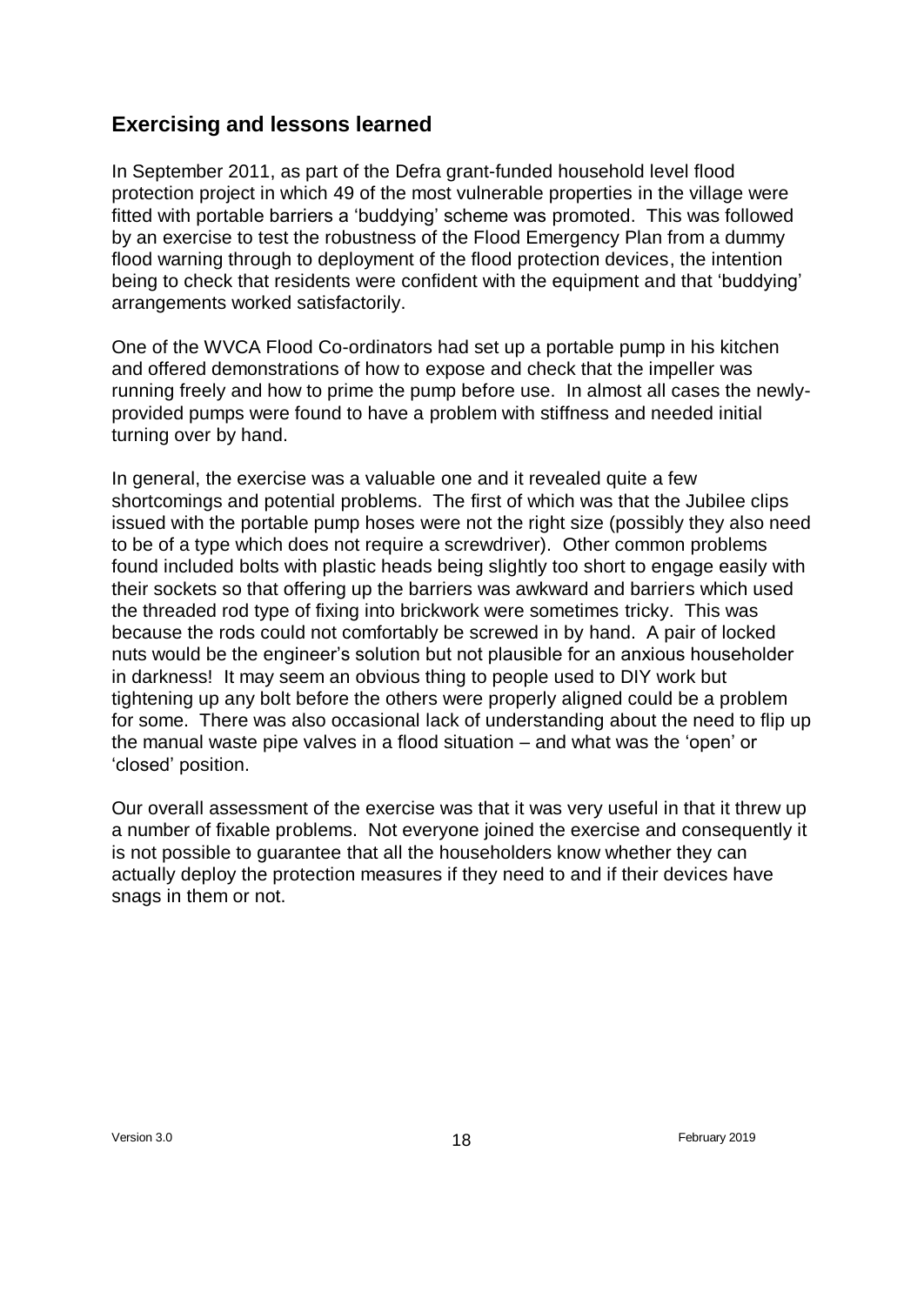## Exercising and lessons learned

In September 2011, as part of the Defra grant-funded household level flood protection project in which 49 of the most vulnerable properties in the village were fitted with portable barriers a 'buddying' scheme was promoted. This was followed by an exercise to test the robustness of the Flood Emergency Plan from a dummy flood warning through to deployment of the flood protection devices, the intention being to check that residents were confident with the equipment and that 'buddying' arrangements worked satisfactorily.

One of the WVCA Flood Co-ordinators had set up a portable pump in his kitchen and offered demonstrations of how to expose and check that the impeller was running freely and how to prime the pump before use. In almost all cases the newly-provided pumps were found to have a problem with stiffness and needed initial turning over by hand.

In general, the exercise was a valuable one and it revealed quite a few shortcomings and potential problems. The first of which was that the Jubilee clips issued with the portable pump hoses were not the right size (possibly they also need to be of a type which does not require a screwdriver). Other common problems found included bolts with plastic heads being slightly too short to engage easily with their sockets so that offering up the barriers was awkward and barriers which used the threaded rod type of fixing into brickwork were sometimes tricky. This was because the rods could not comfortably be screwed in by hand. A pair of locked nuts would be the engineer's solution but not plausible for an anxious householder in darkness! It may seem an obvious thing to people used to DIY work but tightening up any bolt before the others were properly aligned could be a problem for some. There was also occasional lack of understanding about the need to flip up the manual waste pipe valves in a flood situation – and what was the 'open' or 'closed' position.

Our overall assessment of the exercise was that it was very useful in that it threw up a number of fixable problems. Not everyone joined the exercise and consequently it is not possible to guarantee that all the householders know whether they can actually deploy the protection measures if they need to and if their devices have snags in them or not.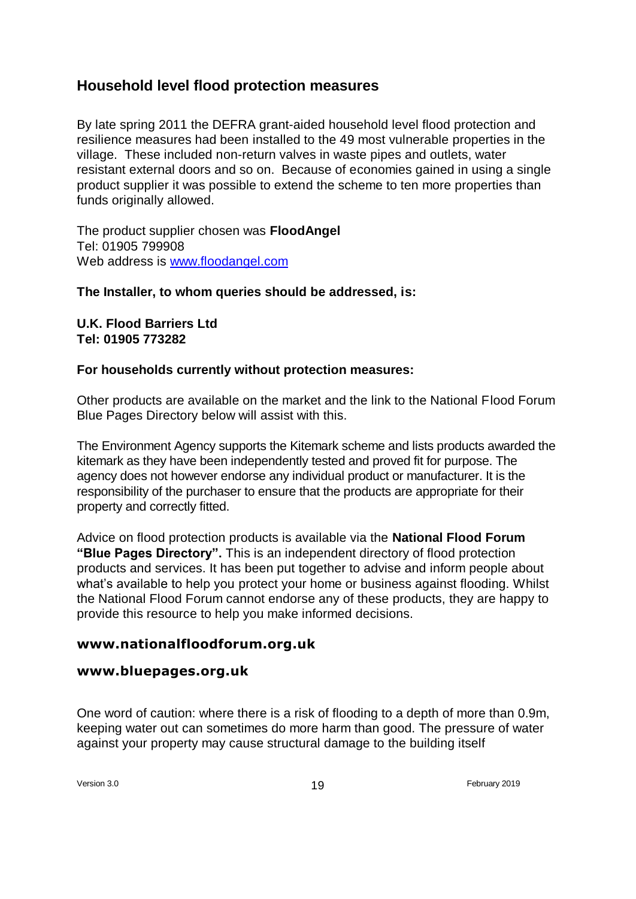## Household level flood protection measures

By late spring 2011 the DEFRA grant-aided household level flood protection and resilience measures had been installed to the 49 most vulnerable properties in the village. These included non-return valves in waste pipes and outlets, water resistant external doors and so on. Because of economies gained in using a single product supplier it was possible to extend the scheme to ten more properties than funds originally allowed.

The product supplier chosen was **FloodAngel**
Tel: 01905 799908
Web address is [www.floodangel.com](http://www.floodangel.com)

**The Installer, to whom queries should be addressed, is:**

**U.K. Flood Barriers Ltd**
**Tel: 01905 773282**

**For households currently without protection measures:**

Other products are available on the market and the link to the National Flood Forum Blue Pages Directory below will assist with this.

The Environment Agency supports the Kitemark scheme and lists products awarded the kitemark as they have been independently tested and proved fit for purpose. The agency does not however endorse any individual product or manufacturer. It is the responsibility of the purchaser to ensure that the products are appropriate for their property and correctly fitted.

Advice on flood protection products is available via the **National Flood Forum "Blue Pages Directory".** This is an independent directory of flood protection products and services. It has been put together to advise and inform people about what's available to help you protect your home or business against flooding. Whilst the National Flood Forum cannot endorse any of these products, they are happy to provide this resource to help you make informed decisions.

**www.nationalfloodforum.org.uk**

**www.bluepages.org.uk**

One word of caution: where there is a risk of flooding to a depth of more than 0.9m, keeping water out can sometimes do more harm than good. The pressure of water against your property may cause structural damage to the building itself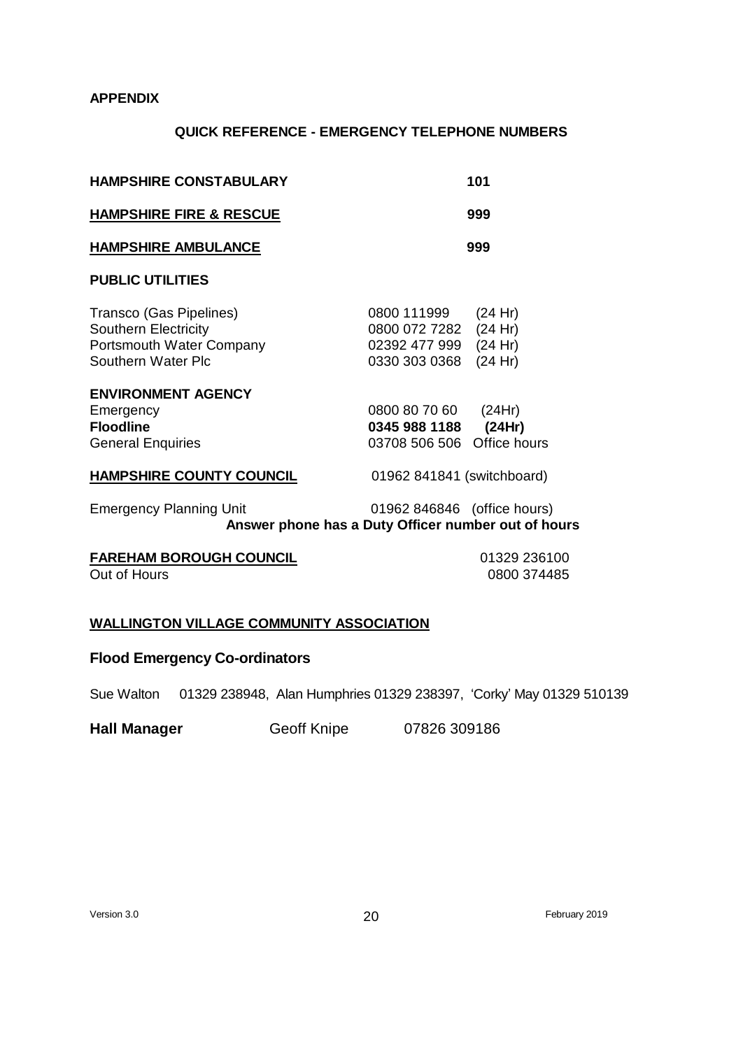**APPENDIX**

## QUICK REFERENCE - EMERGENCY TELEPHONE NUMBERS

| | | |
|---|---|---|
| **HAMPSHIRE CONSTABULARY** | **101** | |
| **HAMPSHIRE FIRE & RESCUE** | **999** | |
| **HAMPSHIRE AMBULANCE** | **999** | |

**PUBLIC UTILITIES**

| | | |
|---|---|---|
| Transco (Gas Pipelines) | 0800 111999 | (24 Hr) |
| Southern Electricity | 0800 072 7282 | (24 Hr) |
| Portsmouth Water Company | 02392 477 999 | (24 Hr) |
| Southern Water Plc | 0330 303 0368 | (24 Hr) |

**ENVIRONMENT AGENCY**

| | | |
|---|---|---|
| Emergency | 0800 80 70 60 | (24Hr) |
| **Floodline** | **0345 988 1188** | **(24Hr)** |
| General Enquiries | 03708 506 506 | Office hours |

**HAMPSHIRE COUNTY COUNCIL** 01962 841841 (switchboard)

Emergency Planning Unit 01962 846846 (office hours)
**Answer phone has a Duty Officer number out of hours**

**FAREHAM BOROUGH COUNCIL** 01329 236100
Out of Hours 0800 374485

**WALLINGTON VILLAGE COMMUNITY ASSOCIATION**

**Flood Emergency Co-ordinators**

Sue Walton 01329 238948, Alan Humphries 01329 238397, 'Corky' May 01329 510139

**Hall Manager** Geoff Knipe 07826 309186